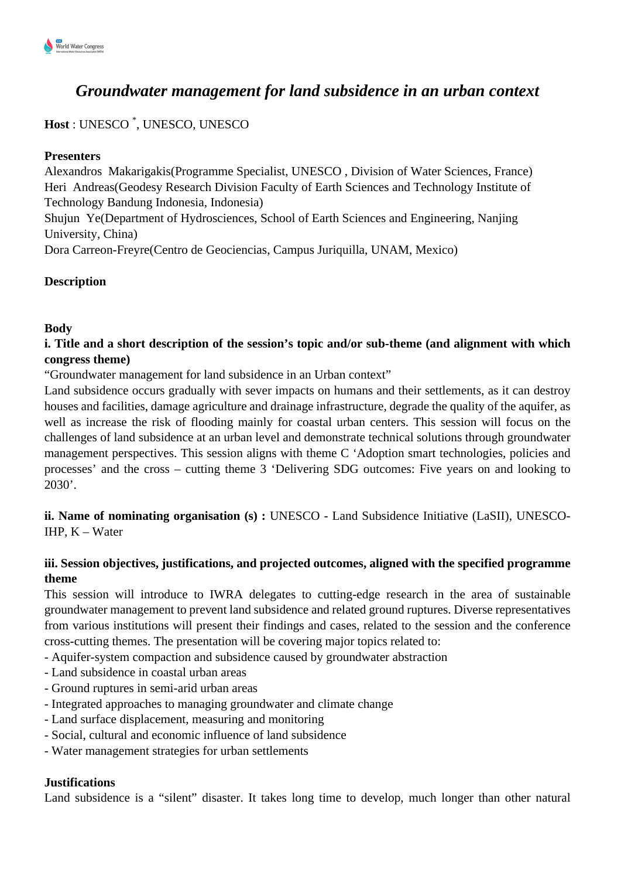# *Groundwater management for land subsidence in an urban context*

**Host** : UNESCO [*], UNESCO, UNESCO

**Presenters**

Alexandros Makarigakis(Programme Specialist, UNESCO , Division of Water Sciences, France)
Heri Andreas(Geodesy Research Division Faculty of Earth Sciences and Technology Institute of Technology Bandung Indonesia, Indonesia)
Shujun Ye(Department of Hydrosciences, School of Earth Sciences and Engineering, Nanjing University, China)
Dora Carreon-Freyre(Centro de Geociencias, Campus Juriquilla, UNAM, Mexico)

**Description**

**Body**

**i. Title and a short description of the session's topic and/or sub-theme (and alignment with which congress theme)**

"Groundwater management for land subsidence in an Urban context"

Land subsidence occurs gradually with sever impacts on humans and their settlements, as it can destroy houses and facilities, damage agriculture and drainage infrastructure, degrade the quality of the aquifer, as well as increase the risk of flooding mainly for coastal urban centers. This session will focus on the challenges of land subsidence at an urban level and demonstrate technical solutions through groundwater management perspectives. This session aligns with theme C 'Adoption smart technologies, policies and processes' and the cross – cutting theme 3 'Delivering SDG outcomes: Five years on and looking to 2030'.

**ii. Name of nominating organisation (s) :** UNESCO - Land Subsidence Initiative (LaSII), UNESCO-IHP, K – Water

**iii. Session objectives, justifications, and projected outcomes, aligned with the specified programme theme**

This session will introduce to IWRA delegates to cutting-edge research in the area of sustainable groundwater management to prevent land subsidence and related ground ruptures. Diverse representatives from various institutions will present their findings and cases, related to the session and the conference cross-cutting themes. The presentation will be covering major topics related to:

- Aquifer-system compaction and subsidence caused by groundwater abstraction
- Land subsidence in coastal urban areas
- Ground ruptures in semi-arid urban areas
- Integrated approaches to managing groundwater and climate change
- Land surface displacement, measuring and monitoring
- Social, cultural and economic influence of land subsidence
- Water management strategies for urban settlements

**Justifications**

Land subsidence is a "silent" disaster. It takes long time to develop, much longer than other natural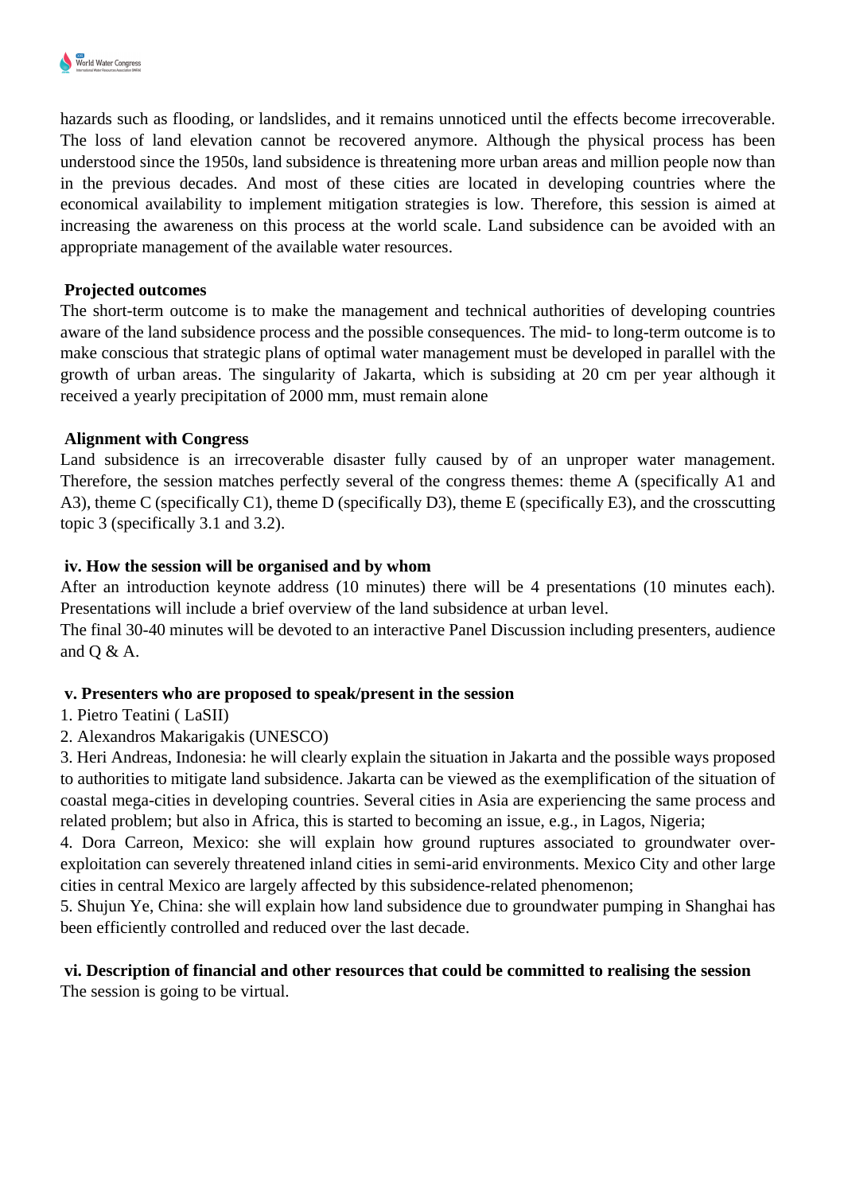hazards such as flooding, or landslides, and it remains unnoticed until the effects become irrecoverable. The loss of land elevation cannot be recovered anymore. Although the physical process has been understood since the 1950s, land subsidence is threatening more urban areas and million people now than in the previous decades. And most of these cities are located in developing countries where the economical availability to implement mitigation strategies is low. Therefore, this session is aimed at increasing the awareness on this process at the world scale. Land subsidence can be avoided with an appropriate management of the available water resources.

**Projected outcomes**

The short-term outcome is to make the management and technical authorities of developing countries aware of the land subsidence process and the possible consequences. The mid- to long-term outcome is to make conscious that strategic plans of optimal water management must be developed in parallel with the growth of urban areas. The singularity of Jakarta, which is subsiding at 20 cm per year although it received a yearly precipitation of 2000 mm, must remain alone

**Alignment with Congress**

Land subsidence is an irrecoverable disaster fully caused by of an unproper water management. Therefore, the session matches perfectly several of the congress themes: theme A (specifically A1 and A3), theme C (specifically C1), theme D (specifically D3), theme E (specifically E3), and the crosscutting topic 3 (specifically 3.1 and 3.2).

**iv. How the session will be organised and by whom**

After an introduction keynote address (10 minutes) there will be 4 presentations (10 minutes each). Presentations will include a brief overview of the land subsidence at urban level.

The final 30-40 minutes will be devoted to an interactive Panel Discussion including presenters, audience and Q & A.

**v. Presenters who are proposed to speak/present in the session**

1. Pietro Teatini ( LaSII)
2. Alexandros Makarigakis (UNESCO)
3. Heri Andreas, Indonesia: he will clearly explain the situation in Jakarta and the possible ways proposed to authorities to mitigate land subsidence. Jakarta can be viewed as the exemplification of the situation of coastal mega-cities in developing countries. Several cities in Asia are experiencing the same process and related problem; but also in Africa, this is started to becoming an issue, e.g., in Lagos, Nigeria;
4. Dora Carreon, Mexico: she will explain how ground ruptures associated to groundwater over-exploitation can severely threatened inland cities in semi-arid environments. Mexico City and other large cities in central Mexico are largely affected by this subsidence-related phenomenon;
5. Shujun Ye, China: she will explain how land subsidence due to groundwater pumping in Shanghai has been efficiently controlled and reduced over the last decade.

**vi. Description of financial and other resources that could be committed to realising the session**

The session is going to be virtual.